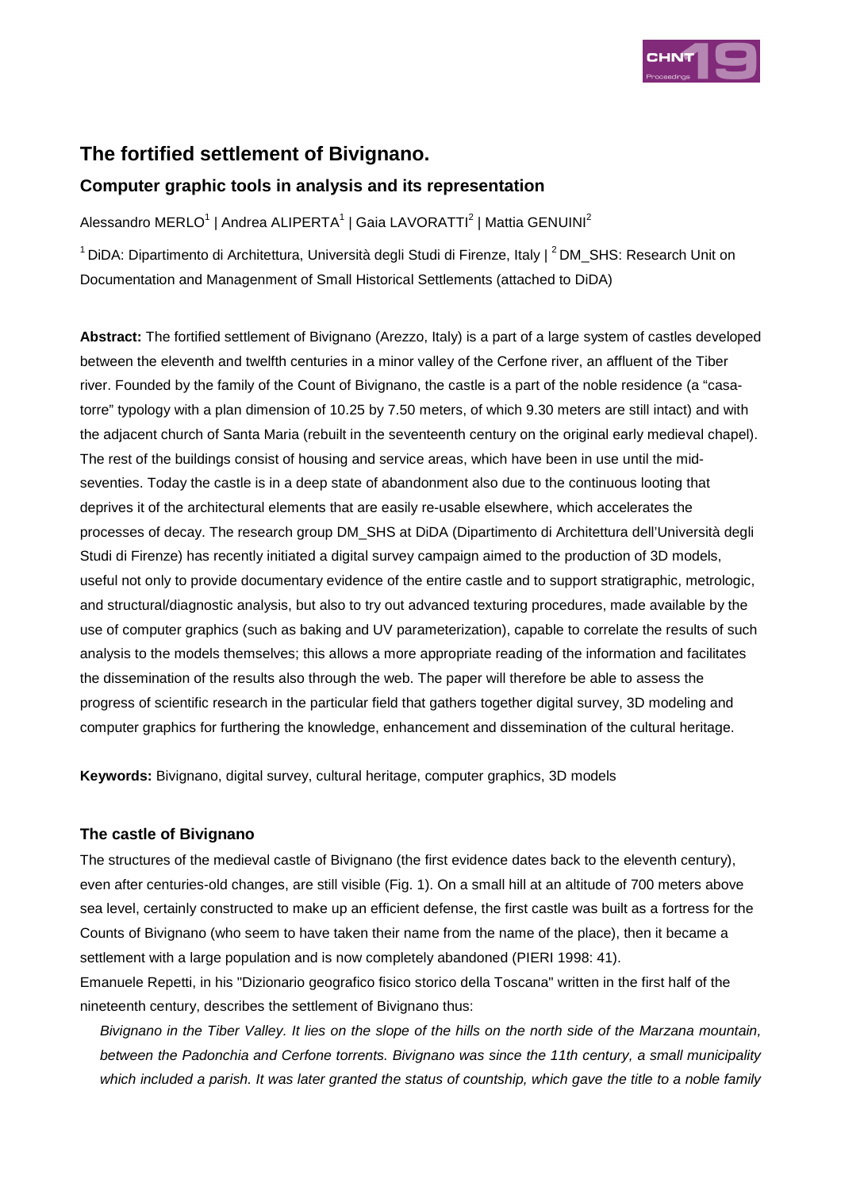# The fortified settlement of Bivignano.

## Computer graphic tools in analysis and its representation

Alessandro MERLO[1] | Andrea ALIPERTA[1] | Gaia LAVORATTI[2] | Mattia GENUINI[2]

[1] DiDA: Dipartimento di Architettura, Università degli Studi di Firenze, Italy | [2] DM_SHS: Research Unit on Documentation and Managenment of Small Historical Settlements (attached to DiDA)

**Abstract:** The fortified settlement of Bivignano (Arezzo, Italy) is a part of a large system of castles developed between the eleventh and twelfth centuries in a minor valley of the Cerfone river, an affluent of the Tiber river. Founded by the family of the Count of Bivignano, the castle is a part of the noble residence (a "casa-torre" typology with a plan dimension of 10.25 by 7.50 meters, of which 9.30 meters are still intact) and with the adjacent church of Santa Maria (rebuilt in the seventeenth century on the original early medieval chapel). The rest of the buildings consist of housing and service areas, which have been in use until the mid-seventies. Today the castle is in a deep state of abandonment also due to the continuous looting that deprives it of the architectural elements that are easily re-usable elsewhere, which accelerates the processes of decay. The research group DM_SHS at DiDA (Dipartimento di Architettura dell'Università degli Studi di Firenze) has recently initiated a digital survey campaign aimed to the production of 3D models, useful not only to provide documentary evidence of the entire castle and to support stratigraphic, metrologic, and structural/diagnostic analysis, but also to try out advanced texturing procedures, made available by the use of computer graphics (such as baking and UV parameterization), capable to correlate the results of such analysis to the models themselves; this allows a more appropriate reading of the information and facilitates the dissemination of the results also through the web. The paper will therefore be able to assess the progress of scientific research in the particular field that gathers together digital survey, 3D modeling and computer graphics for furthering the knowledge, enhancement and dissemination of the cultural heritage.

**Keywords:** Bivignano, digital survey, cultural heritage, computer graphics, 3D models

### The castle of Bivignano

The structures of the medieval castle of Bivignano (the first evidence dates back to the eleventh century), even after centuries-old changes, are still visible (Fig. 1). On a small hill at an altitude of 700 meters above sea level, certainly constructed to make up an efficient defense, the first castle was built as a fortress for the Counts of Bivignano (who seem to have taken their name from the name of the place), then it became a settlement with a large population and is now completely abandoned (PIERI 1998: 41).

Emanuele Repetti, in his "Dizionario geografico fisico storico della Toscana" written in the first half of the nineteenth century, describes the settlement of Bivignano thus:

> *Bivignano in the Tiber Valley. It lies on the slope of the hills on the north side of the Marzana mountain, between the Padonchia and Cerfone torrents. Bivignano was since the 11th century, a small municipality which included a parish. It was later granted the status of countship, which gave the title to a noble family*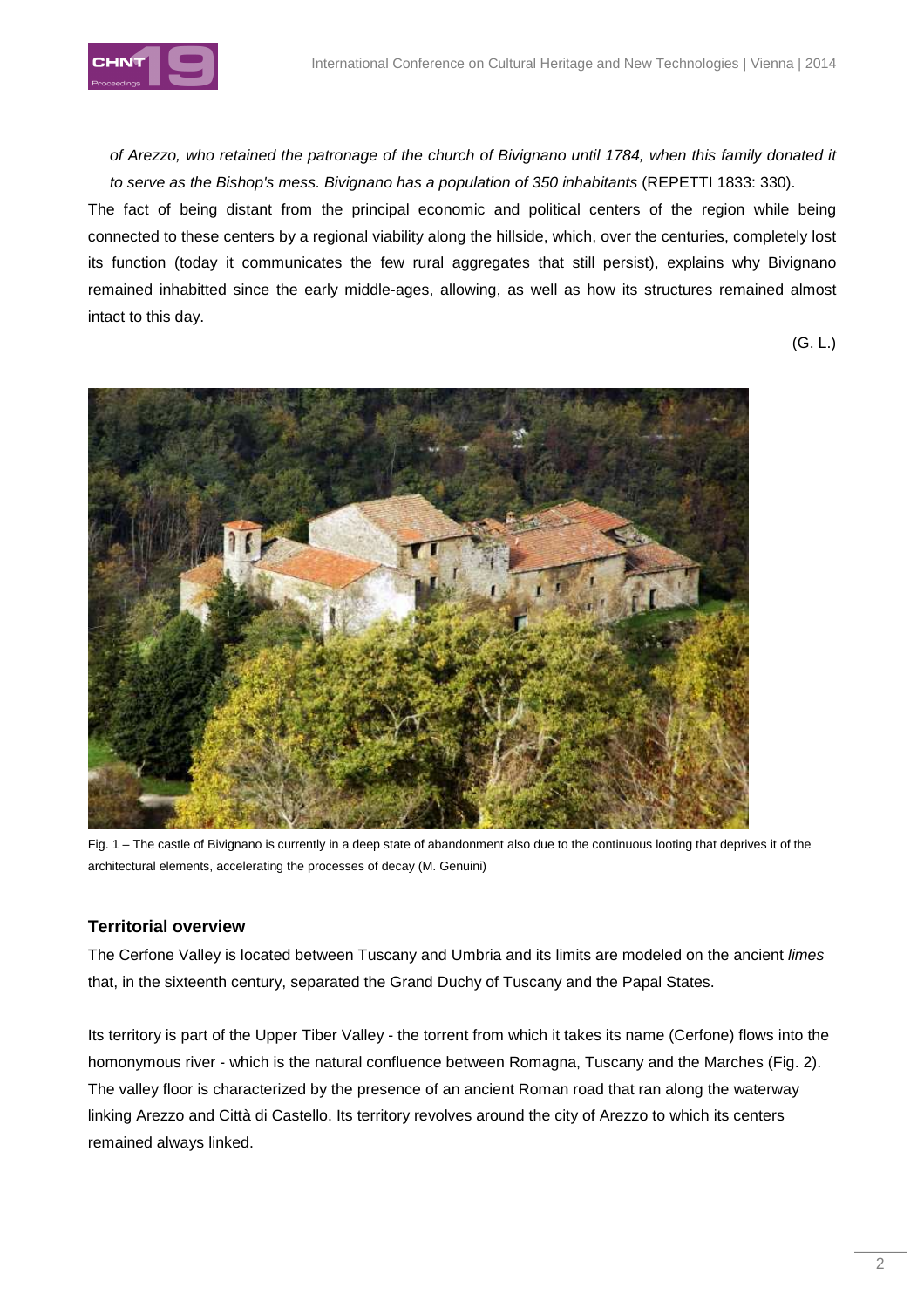*of Arezzo, who retained the patronage of the church of Bivignano until 1784, when this family donated it to serve as the Bishop's mess. Bivignano has a population of 350 inhabitants* (REPETTI 1833: 330).

The fact of being distant from the principal economic and political centers of the region while being connected to these centers by a regional viability along the hillside, which, over the centuries, completely lost its function (today it communicates the few rural aggregates that still persist), explains why Bivignano remained inhabitted since the early middle-ages, allowing, as well as how its structures remained almost intact to this day.

(G. L.)

Fig. 1 – The castle of Bivignano is currently in a deep state of abandonment also due to the continuous looting that deprives it of the architectural elements, accelerating the processes of decay (M. Genuini)

### Territorial overview

The Cerfone Valley is located between Tuscany and Umbria and its limits are modeled on the ancient *limes* that, in the sixteenth century, separated the Grand Duchy of Tuscany and the Papal States.

Its territory is part of the Upper Tiber Valley - the torrent from which it takes its name (Cerfone) flows into the homonymous river - which is the natural confluence between Romagna, Tuscany and the Marches (Fig. 2). The valley floor is characterized by the presence of an ancient Roman road that ran along the waterway linking Arezzo and Città di Castello. Its territory revolves around the city of Arezzo to which its centers remained always linked.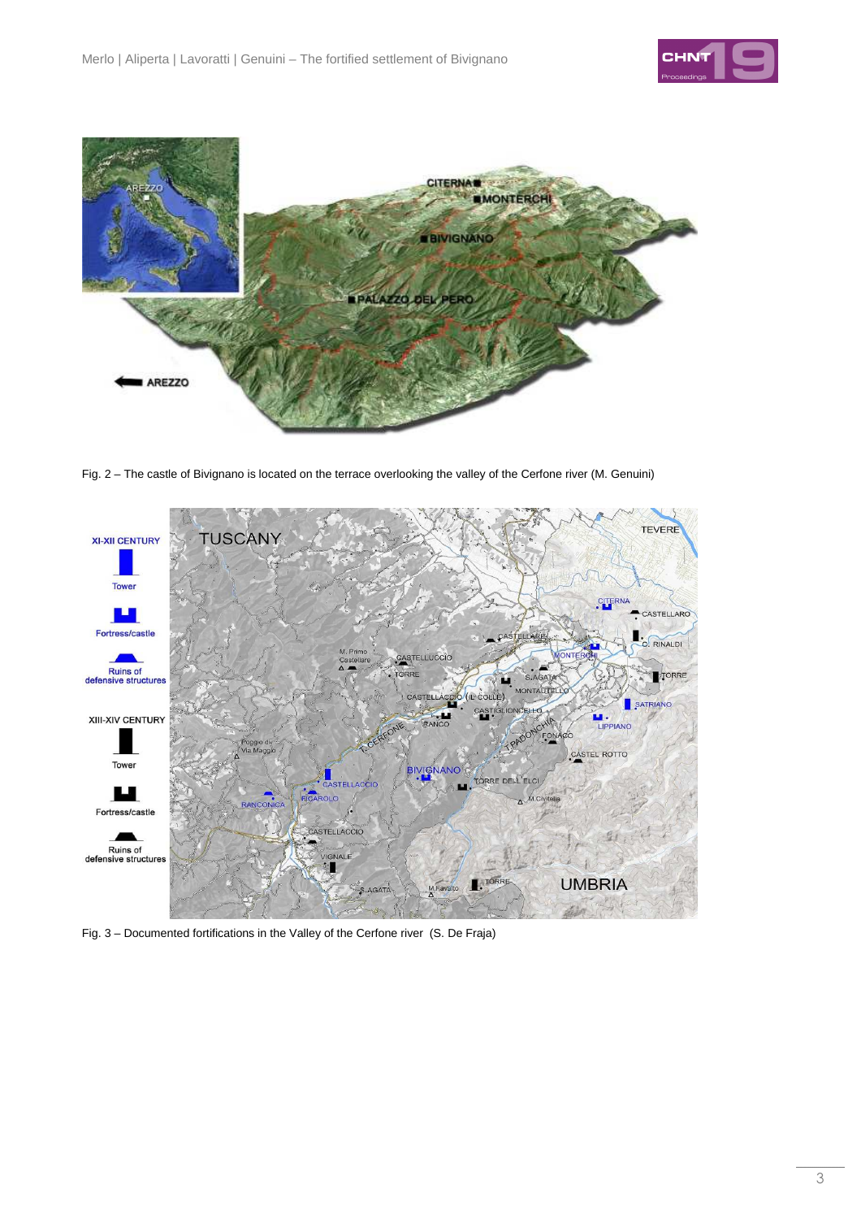Fig. 2 – The castle of Bivignano is located on the terrace overlooking the valley of the Cerfone river (M. Genuini)

Fig. 3 – Documented fortifications in the Valley of the Cerfone river  (S. De Fraja)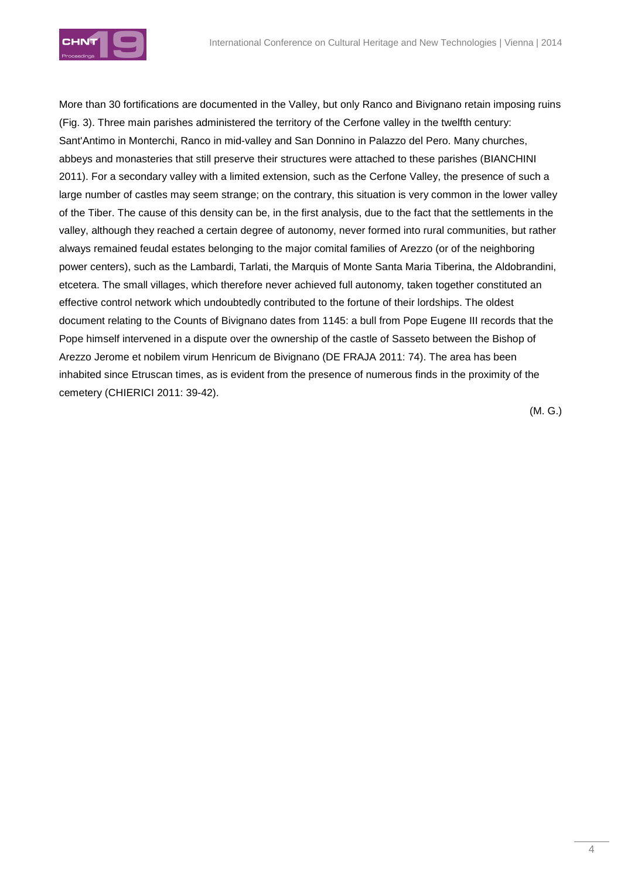More than 30 fortifications are documented in the Valley, but only Ranco and Bivignano retain imposing ruins (Fig. 3). Three main parishes administered the territory of the Cerfone valley in the twelfth century: Sant'Antimo in Monterchi, Ranco in mid-valley and San Donnino in Palazzo del Pero. Many churches, abbeys and monasteries that still preserve their structures were attached to these parishes (BIANCHINI 2011). For a secondary valley with a limited extension, such as the Cerfone Valley, the presence of such a large number of castles may seem strange; on the contrary, this situation is very common in the lower valley of the Tiber. The cause of this density can be, in the first analysis, due to the fact that the settlements in the valley, although they reached a certain degree of autonomy, never formed into rural communities, but rather always remained feudal estates belonging to the major comital families of Arezzo (or of the neighboring power centers), such as the Lambardi, Tarlati, the Marquis of Monte Santa Maria Tiberina, the Aldobrandini, etcetera. The small villages, which therefore never achieved full autonomy, taken together constituted an effective control network which undoubtedly contributed to the fortune of their lordships. The oldest document relating to the Counts of Bivignano dates from 1145: a bull from Pope Eugene III records that the Pope himself intervened in a dispute over the ownership of the castle of Sasseto between the Bishop of Arezzo Jerome et nobilem virum Henricum de Bivignano (DE FRAJA 2011: 74). The area has been inhabited since Etruscan times, as is evident from the presence of numerous finds in the proximity of the cemetery (CHIERICI 2011: 39-42).

(M. G.)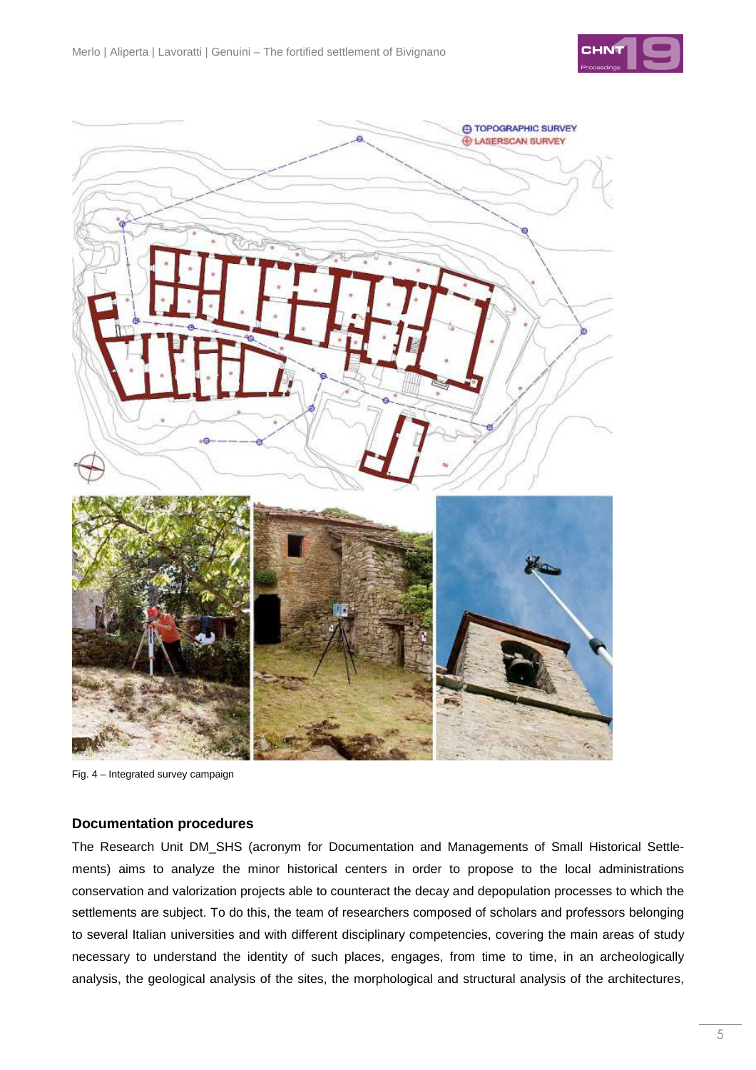Fig. 4 – Integrated survey campaign

## Documentation procedures

The Research Unit DM_SHS (acronym for Documentation and Managements of Small Historical Settlements) aims to analyze the minor historical centers in order to propose to the local administrations conservation and valorization projects able to counteract the decay and depopulation processes to which the settlements are subject. To do this, the team of researchers composed of scholars and professors belonging to several Italian universities and with different disciplinary competencies, covering the main areas of study necessary to understand the identity of such places, engages, from time to time, in an archeologically analysis, the geological analysis of the sites, the morphological and structural analysis of the architectures,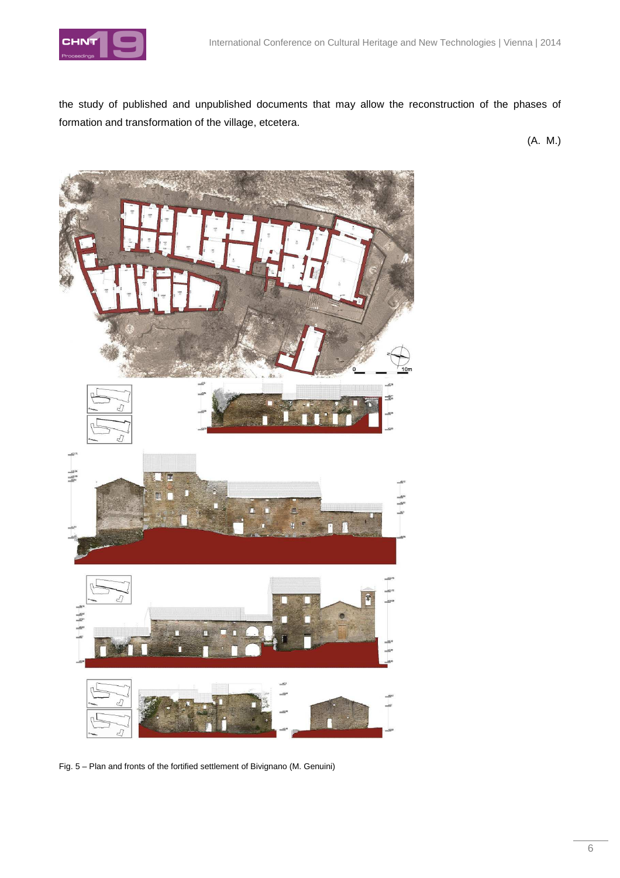the study of published and unpublished documents that may allow the reconstruction of the phases of formation and transformation of the village, etcetera.

(A. M.)

Fig. 5 – Plan and fronts of the fortified settlement of Bivignano (M. Genuini)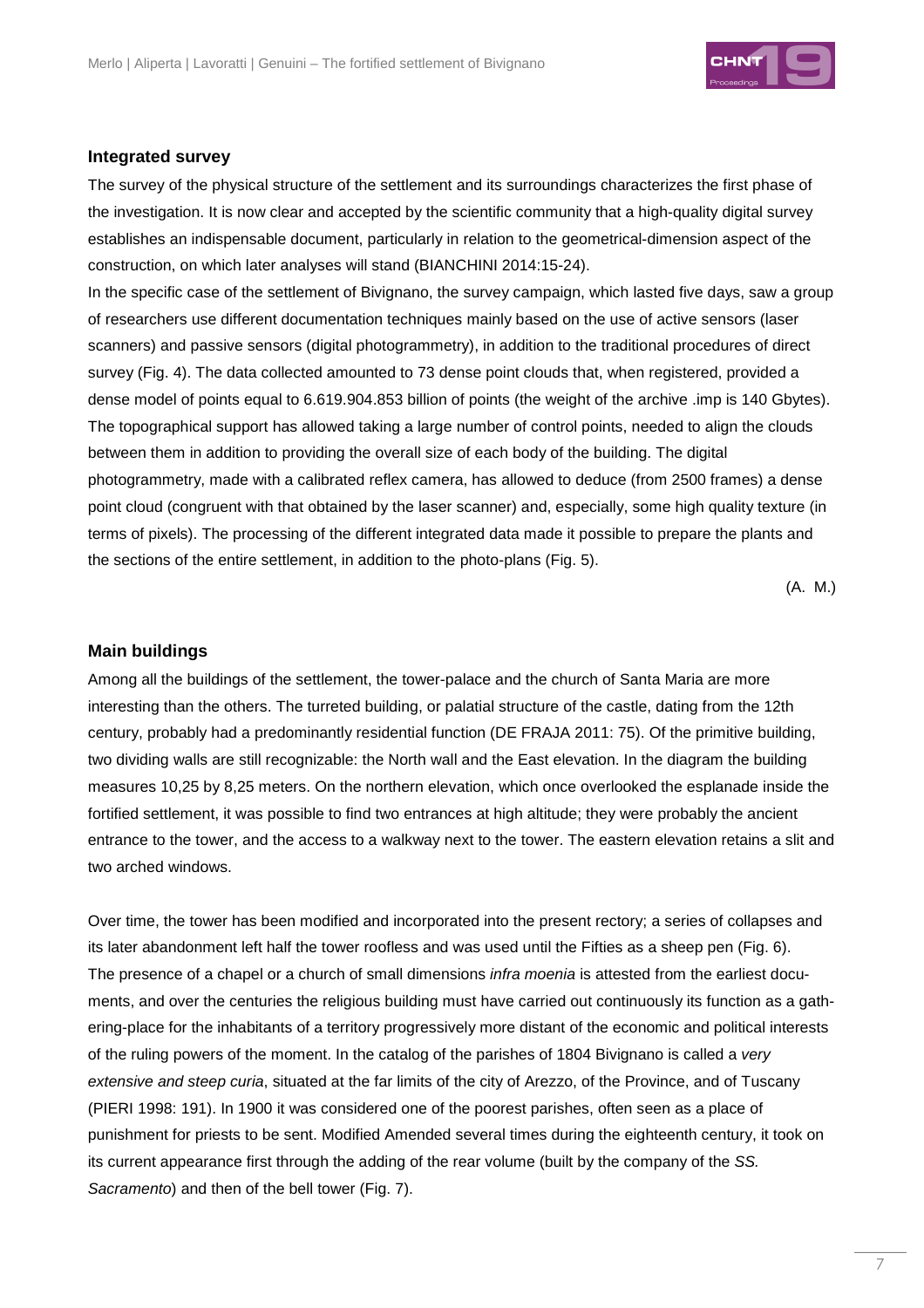## Integrated survey

The survey of the physical structure of the settlement and its surroundings characterizes the first phase of the investigation. It is now clear and accepted by the scientific community that a high-quality digital survey establishes an indispensable document, particularly in relation to the geometrical-dimension aspect of the construction, on which later analyses will stand (BIANCHINI 2014:15-24).

In the specific case of the settlement of Bivignano, the survey campaign, which lasted five days, saw a group of researchers use different documentation techniques mainly based on the use of active sensors (laser scanners) and passive sensors (digital photogrammetry), in addition to the traditional procedures of direct survey (Fig. 4). The data collected amounted to 73 dense point clouds that, when registered, provided a dense model of points equal to 6.619.904.853 billion of points (the weight of the archive .imp is 140 Gbytes). The topographical support has allowed taking a large number of control points, needed to align the clouds between them in addition to providing the overall size of each body of the building. The digital photogrammetry, made with a calibrated reflex camera, has allowed to deduce (from 2500 frames) a dense point cloud (congruent with that obtained by the laser scanner) and, especially, some high quality texture (in terms of pixels). The processing of the different integrated data made it possible to prepare the plants and the sections of the entire settlement, in addition to the photo-plans (Fig. 5).

(A. M.)

## Main buildings

Among all the buildings of the settlement, the tower-palace and the church of Santa Maria are more interesting than the others. The turreted building, or palatial structure of the castle, dating from the 12th century, probably had a predominantly residential function (DE FRAJA 2011: 75). Of the primitive building, two dividing walls are still recognizable: the North wall and the East elevation. In the diagram the building measures 10,25 by 8,25 meters. On the northern elevation, which once overlooked the esplanade inside the fortified settlement, it was possible to find two entrances at high altitude; they were probably the ancient entrance to the tower, and the access to a walkway next to the tower. The eastern elevation retains a slit and two arched windows.

Over time, the tower has been modified and incorporated into the present rectory; a series of collapses and its later abandonment left half the tower roofless and was used until the Fifties as a sheep pen (Fig. 6). The presence of a chapel or a church of small dimensions *infra moenia* is attested from the earliest documents, and over the centuries the religious building must have carried out continuously its function as a gathering-place for the inhabitants of a territory progressively more distant of the economic and political interests of the ruling powers of the moment. In the catalog of the parishes of 1804 Bivignano is called a *very extensive and steep curia*, situated at the far limits of the city of Arezzo, of the Province, and of Tuscany (PIERI 1998: 191). In 1900 it was considered one of the poorest parishes, often seen as a place of punishment for priests to be sent. Modified Amended several times during the eighteenth century, it took on its current appearance first through the adding of the rear volume (built by the company of the *SS. Sacramento*) and then of the bell tower (Fig. 7).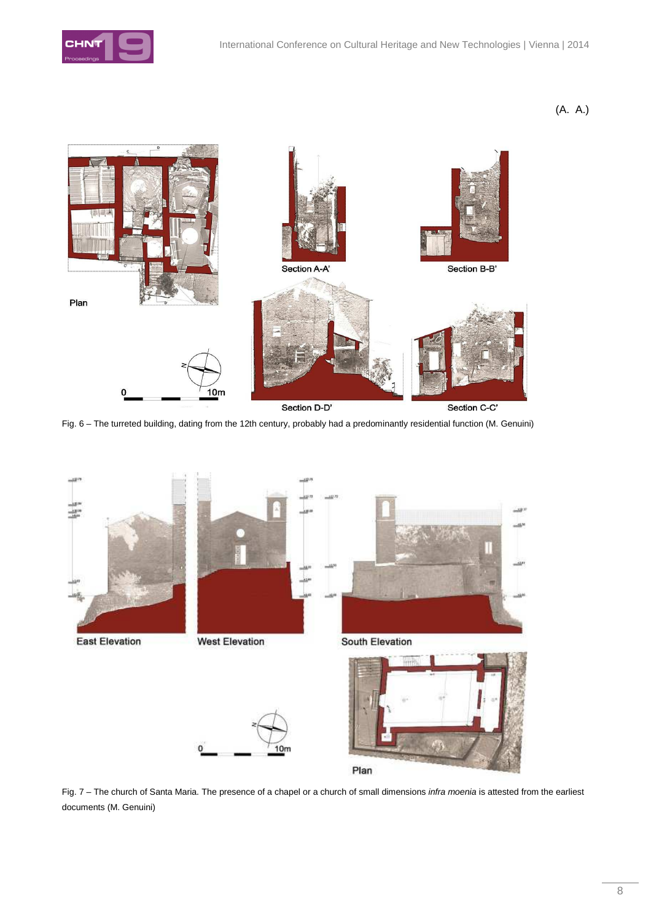(A. A.)

Fig. 6 – The turreted building, dating from the 12th century, probably had a predominantly residential function (M. Genuini)

Fig. 7 – The church of Santa Maria. The presence of a chapel or a church of small dimensions *infra moenia* is attested from the earliest documents (M. Genuini)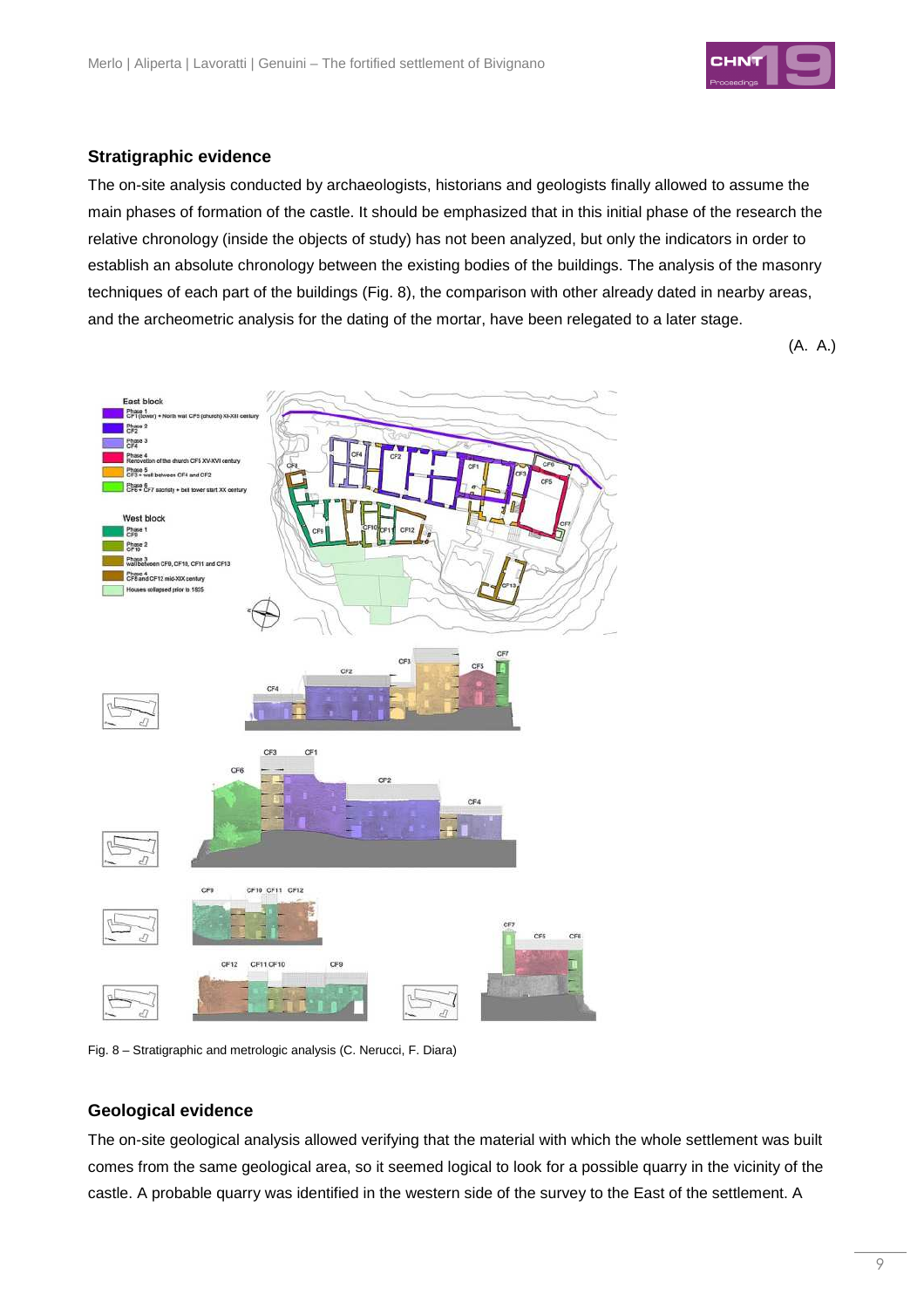## Stratigraphic evidence

The on-site analysis conducted by archaeologists, historians and geologists finally allowed to assume the main phases of formation of the castle. It should be emphasized that in this initial phase of the research the relative chronology (inside the objects of study) has not been analyzed, but only the indicators in order to establish an absolute chronology between the existing bodies of the buildings. The analysis of the masonry techniques of each part of the buildings (Fig. 8), the comparison with other already dated in nearby areas, and the archeometric analysis for the dating of the mortar, have been relegated to a later stage.

(A. A.)

Fig. 8 – Stratigraphic and metrologic analysis (C. Nerucci, F. Diara)

## Geological evidence

The on-site geological analysis allowed verifying that the material with which the whole settlement was built comes from the same geological area, so it seemed logical to look for a possible quarry in the vicinity of the castle. A probable quarry was identified in the western side of the survey to the East of the settlement. A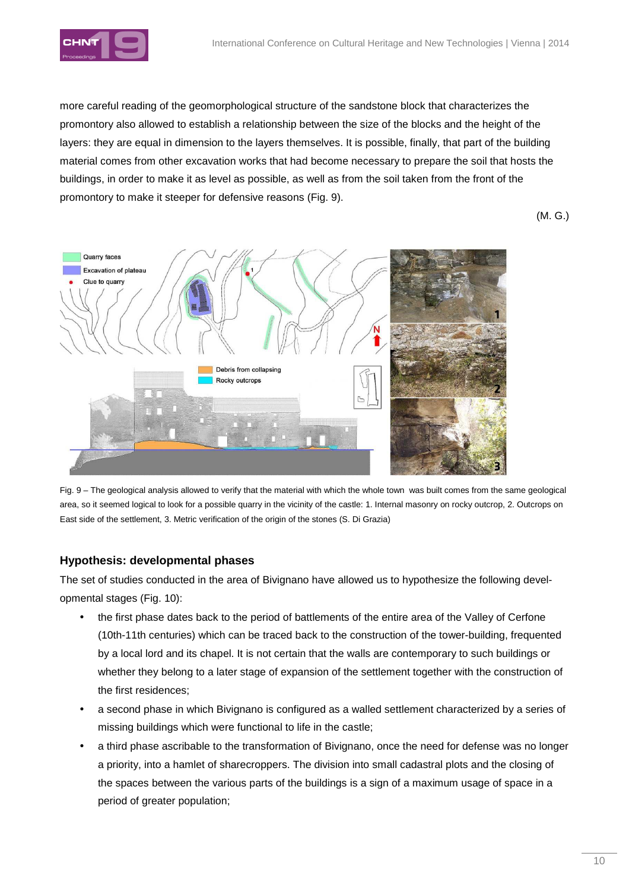more careful reading of the geomorphological structure of the sandstone block that characterizes the promontory also allowed to establish a relationship between the size of the blocks and the height of the layers: they are equal in dimension to the layers themselves. It is possible, finally, that part of the building material comes from other excavation works that had become necessary to prepare the soil that hosts the buildings, in order to make it as level as possible, as well as from the soil taken from the front of the promontory to make it steeper for defensive reasons (Fig. 9).

(M. G.)

Fig. 9 – The geological analysis allowed to verify that the material with which the whole town was built comes from the same geological area, so it seemed logical to look for a possible quarry in the vicinity of the castle: 1. Internal masonry on rocky outcrop, 2. Outcrops on East side of the settlement, 3. Metric verification of the origin of the stones (S. Di Grazia)

## Hypothesis: developmental phases

The set of studies conducted in the area of Bivignano have allowed us to hypothesize the following developmental stages (Fig. 10):

- the first phase dates back to the period of battlements of the entire area of the Valley of Cerfone (10th-11th centuries) which can be traced back to the construction of the tower-building, frequented by a local lord and its chapel. It is not certain that the walls are contemporary to such buildings or whether they belong to a later stage of expansion of the settlement together with the construction of the first residences;
- a second phase in which Bivignano is configured as a walled settlement characterized by a series of missing buildings which were functional to life in the castle;
- a third phase ascribable to the transformation of Bivignano, once the need for defense was no longer a priority, into a hamlet of sharecroppers. The division into small cadastral plots and the closing of the spaces between the various parts of the buildings is a sign of a maximum usage of space in a period of greater population;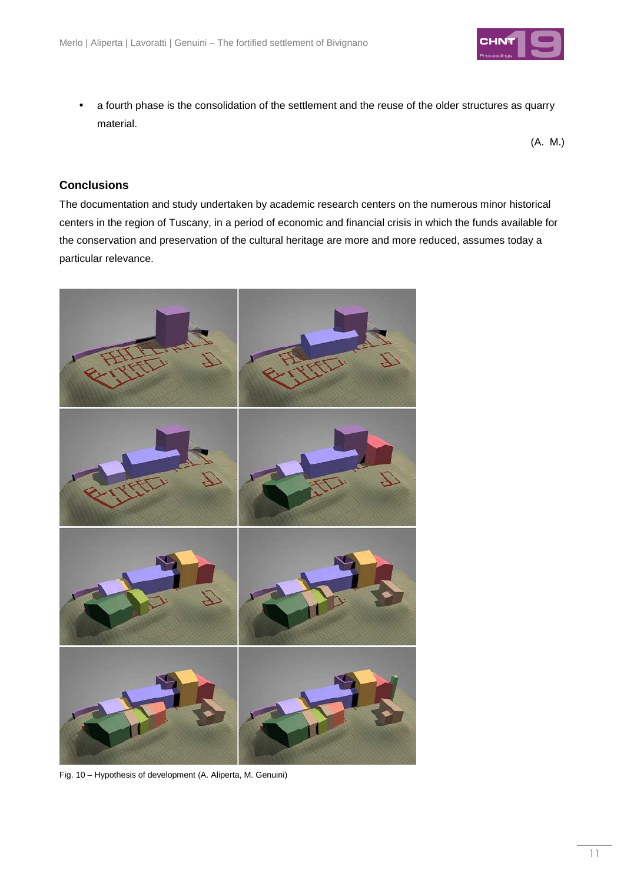- a fourth phase is the consolidation of the settlement and the reuse of the older structures as quarry material.

(A. M.)

## Conclusions

The documentation and study undertaken by academic research centers on the numerous minor historical centers in the region of Tuscany, in a period of economic and financial crisis in which the funds available for the conservation and preservation of the cultural heritage are more and more reduced, assumes today a particular relevance.

Fig. 10 – Hypothesis of development (A. Aliperta, M. Genuini)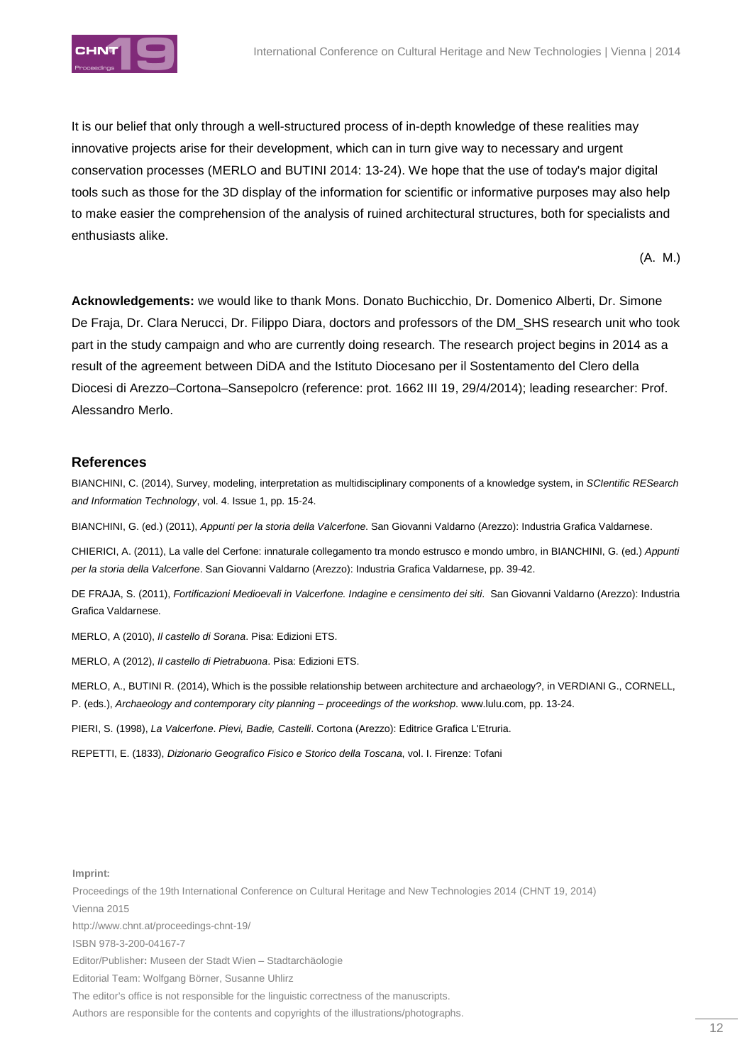It is our belief that only through a well-structured process of in-depth knowledge of these realities may innovative projects arise for their development, which can in turn give way to necessary and urgent conservation processes (MERLO and BUTINI 2014: 13-24). We hope that the use of today's major digital tools such as those for the 3D display of the information for scientific or informative purposes may also help to make easier the comprehension of the analysis of ruined architectural structures, both for specialists and enthusiasts alike.

(A. M.)

**Acknowledgements:** we would like to thank Mons. Donato Buchicchio, Dr. Domenico Alberti, Dr. Simone De Fraja, Dr. Clara Nerucci, Dr. Filippo Diara, doctors and professors of the DM_SHS research unit who took part in the study campaign and who are currently doing research. The research project begins in 2014 as a result of the agreement between DiDA and the Istituto Diocesano per il Sostentamento del Clero della Diocesi di Arezzo–Cortona–Sansepolcro (reference: prot. 1662 III 19, 29/4/2014); leading researcher: Prof. Alessandro Merlo.

## References

BIANCHINI, C. (2014), Survey, modeling, interpretation as multidisciplinary components of a knowledge system, in *SCIentific RESearch and Information Technology*, vol. 4. Issue 1, pp. 15-24.

BIANCHINI, G. (ed.) (2011), *Appunti per la storia della Valcerfone*. San Giovanni Valdarno (Arezzo): Industria Grafica Valdarnese.

CHIERICI, A. (2011), La valle del Cerfone: innaturale collegamento tra mondo etrusco e mondo umbro, in BIANCHINI, G. (ed.) *Appunti per la storia della Valcerfone*. San Giovanni Valdarno (Arezzo): Industria Grafica Valdarnese, pp. 39-42.

DE FRAJA, S. (2011), *Fortificazioni Medioevali in Valcerfone. Indagine e censimento dei siti*. San Giovanni Valdarno (Arezzo): Industria Grafica Valdarnese.

MERLO, A (2010), *Il castello di Sorana*. Pisa: Edizioni ETS.

MERLO, A (2012), *Il castello di Pietrabuona*. Pisa: Edizioni ETS.

MERLO, A., BUTINI R. (2014), Which is the possible relationship between architecture and archaeology?, in VERDIANI G., CORNELL, P. (eds.), *Archaeology and contemporary city planning – proceedings of the workshop*. www.lulu.com, pp. 13-24.

PIERI, S. (1998), *La Valcerfone*. *Pievi, Badie, Castelli*. Cortona (Arezzo): Editrice Grafica L'Etruria.

REPETTI, E. (1833), *Dizionario Geografico Fisico e Storico della Toscana*, vol. I. Firenze: Tofani

**Imprint:**

Proceedings of the 19th International Conference on Cultural Heritage and New Technologies 2014 (CHNT 19, 2014)

Vienna 2015

http://www.chnt.at/proceedings-chnt-19/

ISBN 978-3-200-04167-7

Editor/Publisher**:** Museen der Stadt Wien – Stadtarchäologie

Editorial Team: Wolfgang Börner, Susanne Uhlirz

The editor's office is not responsible for the linguistic correctness of the manuscripts.

Authors are responsible for the contents and copyrights of the illustrations/photographs.